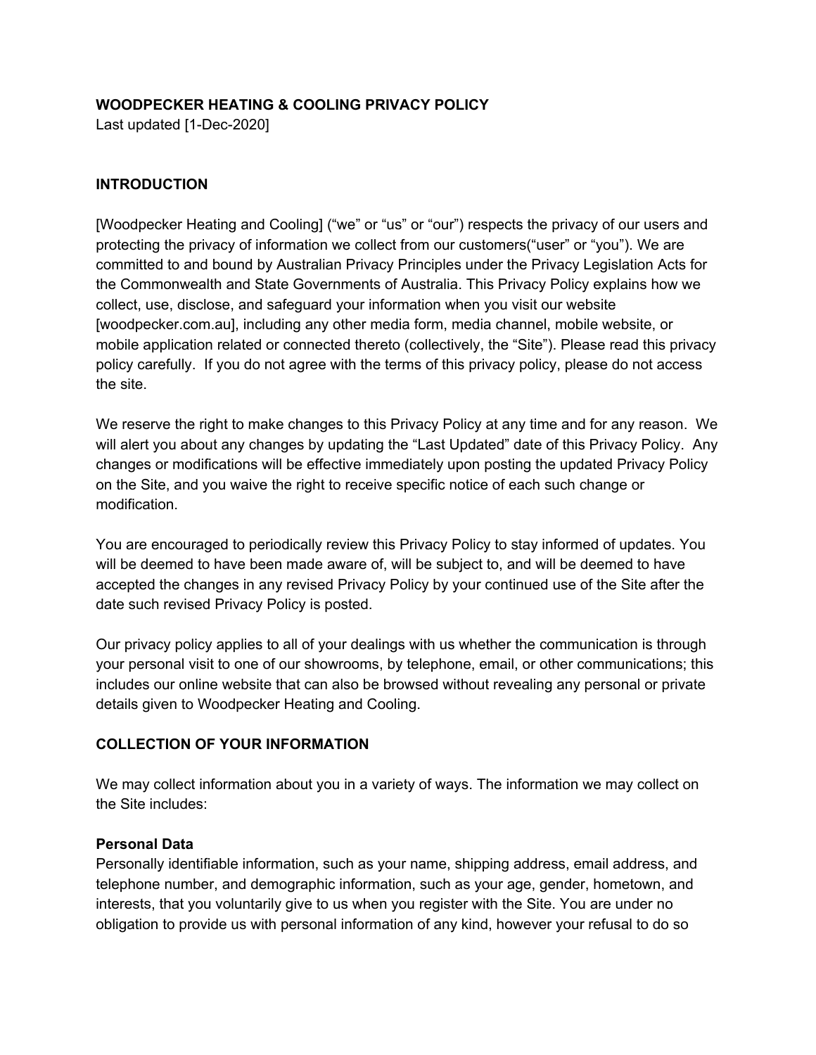**WOODPECKER HEATING & COOLING PRIVACY POLICY**

Last updated [1-Dec-2020]

## INTRODUCTION

[Woodpecker Heating and Cooling] ("we" or "us" or "our") respects the privacy of our users and protecting the privacy of information we collect from our customers("user" or "you"). We are committed to and bound by Australian Privacy Principles under the Privacy Legislation Acts for the Commonwealth and State Governments of Australia. This Privacy Policy explains how we collect, use, disclose, and safeguard your information when you visit our website [woodpecker.com.au], including any other media form, media channel, mobile website, or mobile application related or connected thereto (collectively, the "Site"). Please read this privacy policy carefully. If you do not agree with the terms of this privacy policy, please do not access the site.

We reserve the right to make changes to this Privacy Policy at any time and for any reason. We will alert you about any changes by updating the "Last Updated" date of this Privacy Policy. Any changes or modifications will be effective immediately upon posting the updated Privacy Policy on the Site, and you waive the right to receive specific notice of each such change or modification.

You are encouraged to periodically review this Privacy Policy to stay informed of updates. You will be deemed to have been made aware of, will be subject to, and will be deemed to have accepted the changes in any revised Privacy Policy by your continued use of the Site after the date such revised Privacy Policy is posted.

Our privacy policy applies to all of your dealings with us whether the communication is through your personal visit to one of our showrooms, by telephone, email, or other communications; this includes our online website that can also be browsed without revealing any personal or private details given to Woodpecker Heating and Cooling.

## COLLECTION OF YOUR INFORMATION

We may collect information about you in a variety of ways. The information we may collect on the Site includes:

### Personal Data

Personally identifiable information, such as your name, shipping address, email address, and telephone number, and demographic information, such as your age, gender, hometown, and interests, that you voluntarily give to us when you register with the Site. You are under no obligation to provide us with personal information of any kind, however your refusal to do so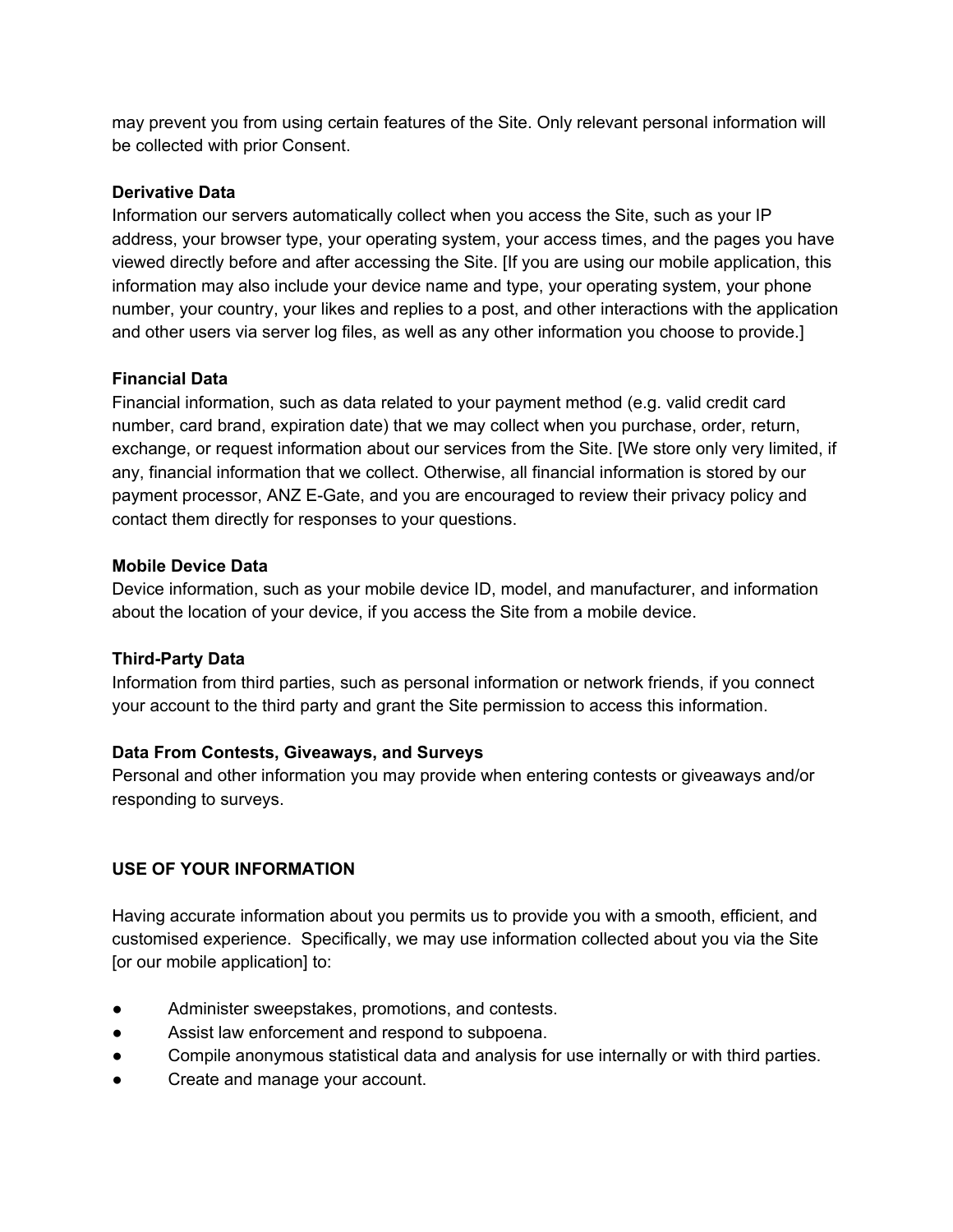may prevent you from using certain features of the Site. Only relevant personal information will be collected with prior Consent.

**Derivative Data**
Information our servers automatically collect when you access the Site, such as your IP address, your browser type, your operating system, your access times, and the pages you have viewed directly before and after accessing the Site. [If you are using our mobile application, this information may also include your device name and type, your operating system, your phone number, your country, your likes and replies to a post, and other interactions with the application and other users via server log files, as well as any other information you choose to provide.]

**Financial Data**
Financial information, such as data related to your payment method (e.g. valid credit card number, card brand, expiration date) that we may collect when you purchase, order, return, exchange, or request information about our services from the Site. [We store only very limited, if any, financial information that we collect. Otherwise, all financial information is stored by our payment processor, ANZ E-Gate, and you are encouraged to review their privacy policy and contact them directly for responses to your questions.

**Mobile Device Data**
Device information, such as your mobile device ID, model, and manufacturer, and information about the location of your device, if you access the Site from a mobile device.

**Third-Party Data**
Information from third parties, such as personal information or network friends, if you connect your account to the third party and grant the Site permission to access this information.

**Data From Contests, Giveaways, and Surveys**
Personal and other information you may provide when entering contests or giveaways and/or responding to surveys.

## USE OF YOUR INFORMATION

Having accurate information about you permits us to provide you with a smooth, efficient, and customised experience. Specifically, we may use information collected about you via the Site [or our mobile application] to:

- Administer sweepstakes, promotions, and contests.
- Assist law enforcement and respond to subpoena.
- Compile anonymous statistical data and analysis for use internally or with third parties.
- Create and manage your account.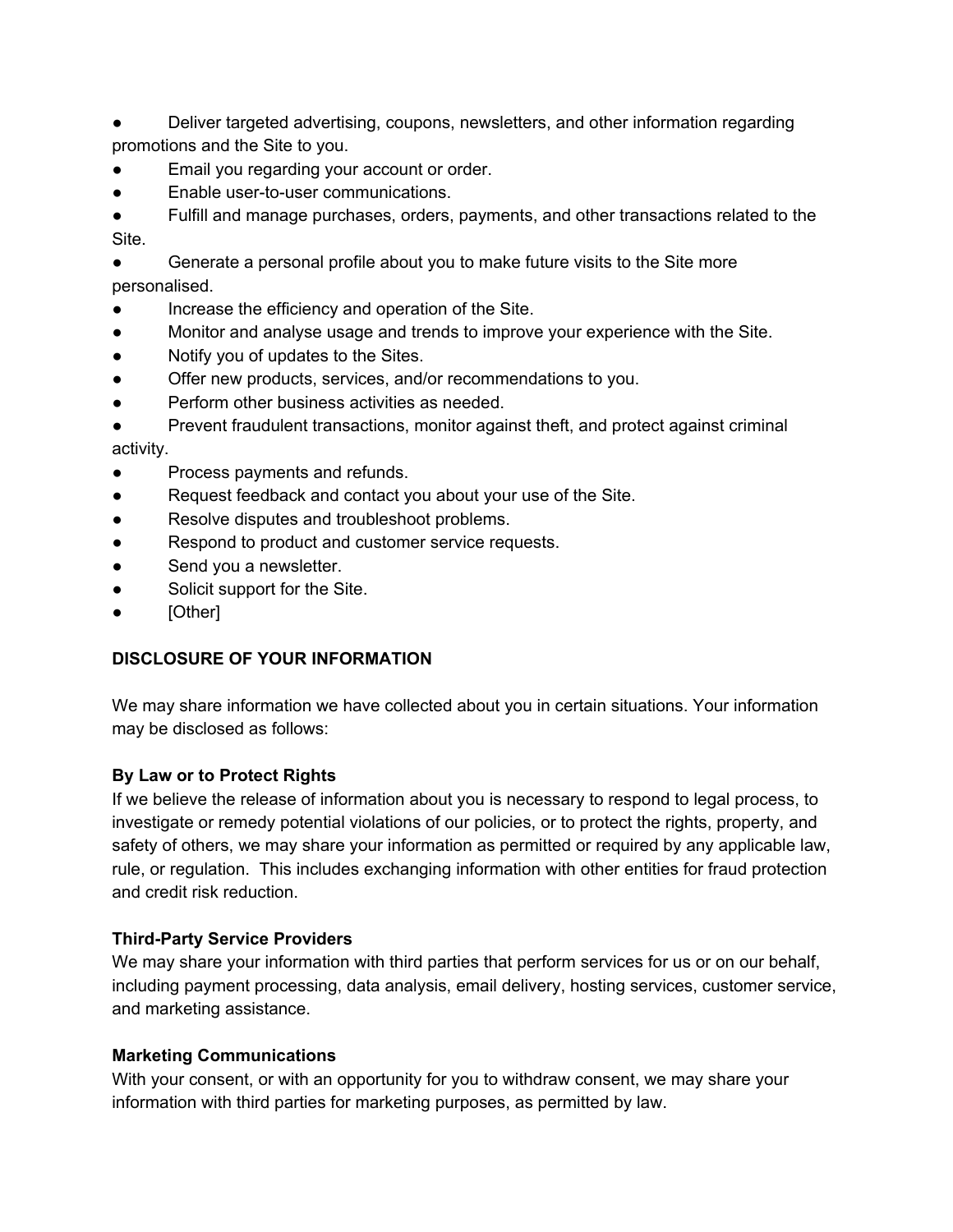- Deliver targeted advertising, coupons, newsletters, and other information regarding promotions and the Site to you.
- Email you regarding your account or order.
- Enable user-to-user communications.
- Fulfill and manage purchases, orders, payments, and other transactions related to the Site.
- Generate a personal profile about you to make future visits to the Site more personalised.
- Increase the efficiency and operation of the Site.
- Monitor and analyse usage and trends to improve your experience with the Site.
- Notify you of updates to the Sites.
- Offer new products, services, and/or recommendations to you.
- Perform other business activities as needed.
- Prevent fraudulent transactions, monitor against theft, and protect against criminal activity.
- Process payments and refunds.
- Request feedback and contact you about your use of the Site.
- Resolve disputes and troubleshoot problems.
- Respond to product and customer service requests.
- Send you a newsletter.
- Solicit support for the Site.
- [Other]

**DISCLOSURE OF YOUR INFORMATION**

We may share information we have collected about you in certain situations. Your information may be disclosed as follows:

**By Law or to Protect Rights**
If we believe the release of information about you is necessary to respond to legal process, to investigate or remedy potential violations of our policies, or to protect the rights, property, and safety of others, we may share your information as permitted or required by any applicable law, rule, or regulation. This includes exchanging information with other entities for fraud protection and credit risk reduction.

**Third-Party Service Providers**
We may share your information with third parties that perform services for us or on our behalf, including payment processing, data analysis, email delivery, hosting services, customer service, and marketing assistance.

**Marketing Communications**
With your consent, or with an opportunity for you to withdraw consent, we may share your information with third parties for marketing purposes, as permitted by law.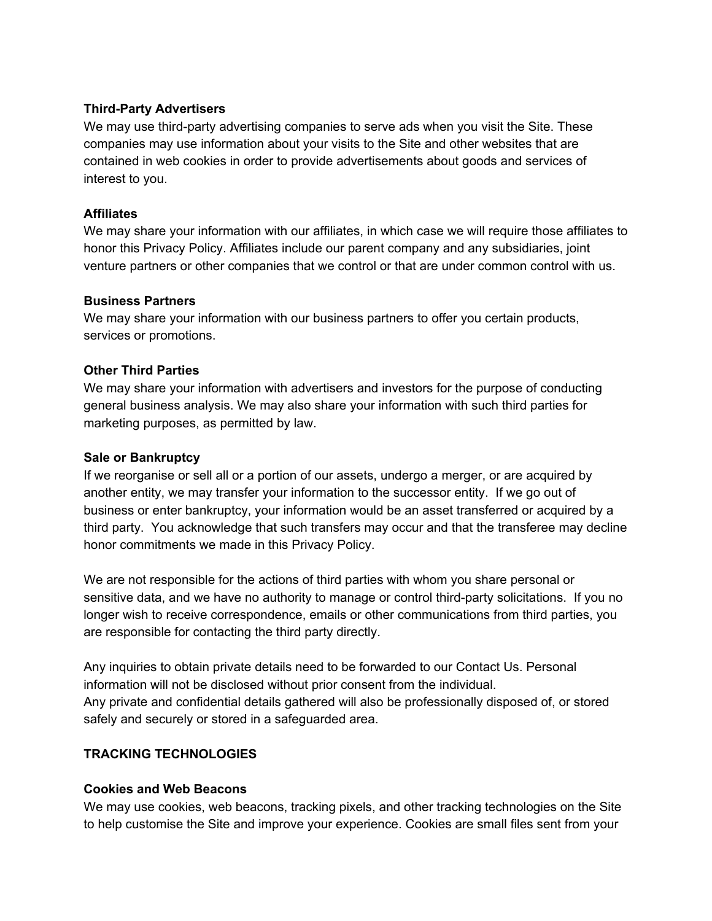**Third-Party Advertisers**
We may use third-party advertising companies to serve ads when you visit the Site. These companies may use information about your visits to the Site and other websites that are contained in web cookies in order to provide advertisements about goods and services of interest to you.

**Affiliates**
We may share your information with our affiliates, in which case we will require those affiliates to honor this Privacy Policy. Affiliates include our parent company and any subsidiaries, joint venture partners or other companies that we control or that are under common control with us.

**Business Partners**
We may share your information with our business partners to offer you certain products, services or promotions.

**Other Third Parties**
We may share your information with advertisers and investors for the purpose of conducting general business analysis. We may also share your information with such third parties for marketing purposes, as permitted by law.

**Sale or Bankruptcy**
If we reorganise or sell all or a portion of our assets, undergo a merger, or are acquired by another entity, we may transfer your information to the successor entity. If we go out of business or enter bankruptcy, your information would be an asset transferred or acquired by a third party. You acknowledge that such transfers may occur and that the transferee may decline honor commitments we made in this Privacy Policy.

We are not responsible for the actions of third parties with whom you share personal or sensitive data, and we have no authority to manage or control third-party solicitations. If you no longer wish to receive correspondence, emails or other communications from third parties, you are responsible for contacting the third party directly.

Any inquiries to obtain private details need to be forwarded to our Contact Us. Personal information will not be disclosed without prior consent from the individual.
Any private and confidential details gathered will also be professionally disposed of, or stored safely and securely or stored in a safeguarded area.

**TRACKING TECHNOLOGIES**

**Cookies and Web Beacons**
We may use cookies, web beacons, tracking pixels, and other tracking technologies on the Site to help customise the Site and improve your experience. Cookies are small files sent from your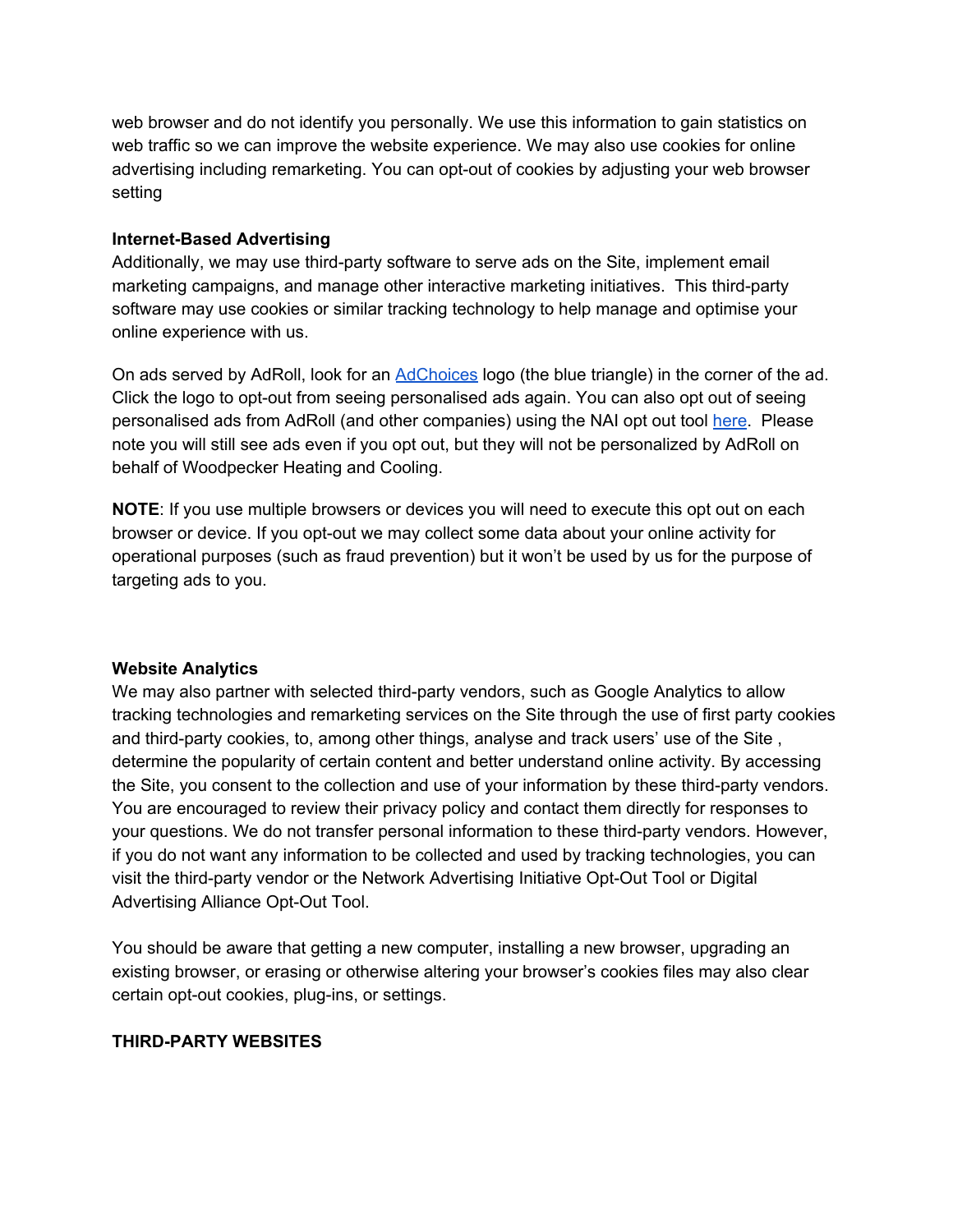web browser and do not identify you personally. We use this information to gain statistics on web traffic so we can improve the website experience. We may also use cookies for online advertising including remarketing. You can opt-out of cookies by adjusting your web browser setting

**Internet-Based Advertising**

Additionally, we may use third-party software to serve ads on the Site, implement email marketing campaigns, and manage other interactive marketing initiatives. This third-party software may use cookies or similar tracking technology to help manage and optimise your online experience with us.

On ads served by AdRoll, look for an AdChoices logo (the blue triangle) in the corner of the ad. Click the logo to opt-out from seeing personalised ads again. You can also opt out of seeing personalised ads from AdRoll (and other companies) using the NAI opt out tool here. Please note you will still see ads even if you opt out, but they will not be personalized by AdRoll on behalf of Woodpecker Heating and Cooling.

**NOTE**: If you use multiple browsers or devices you will need to execute this opt out on each browser or device. If you opt-out we may collect some data about your online activity for operational purposes (such as fraud prevention) but it won't be used by us for the purpose of targeting ads to you.

**Website Analytics**

We may also partner with selected third-party vendors, such as Google Analytics to allow tracking technologies and remarketing services on the Site through the use of first party cookies and third-party cookies, to, among other things, analyse and track users' use of the Site , determine the popularity of certain content and better understand online activity. By accessing the Site, you consent to the collection and use of your information by these third-party vendors. You are encouraged to review their privacy policy and contact them directly for responses to your questions. We do not transfer personal information to these third-party vendors. However, if you do not want any information to be collected and used by tracking technologies, you can visit the third-party vendor or the Network Advertising Initiative Opt-Out Tool or Digital Advertising Alliance Opt-Out Tool.

You should be aware that getting a new computer, installing a new browser, upgrading an existing browser, or erasing or otherwise altering your browser's cookies files may also clear certain opt-out cookies, plug-ins, or settings.

**THIRD-PARTY WEBSITES**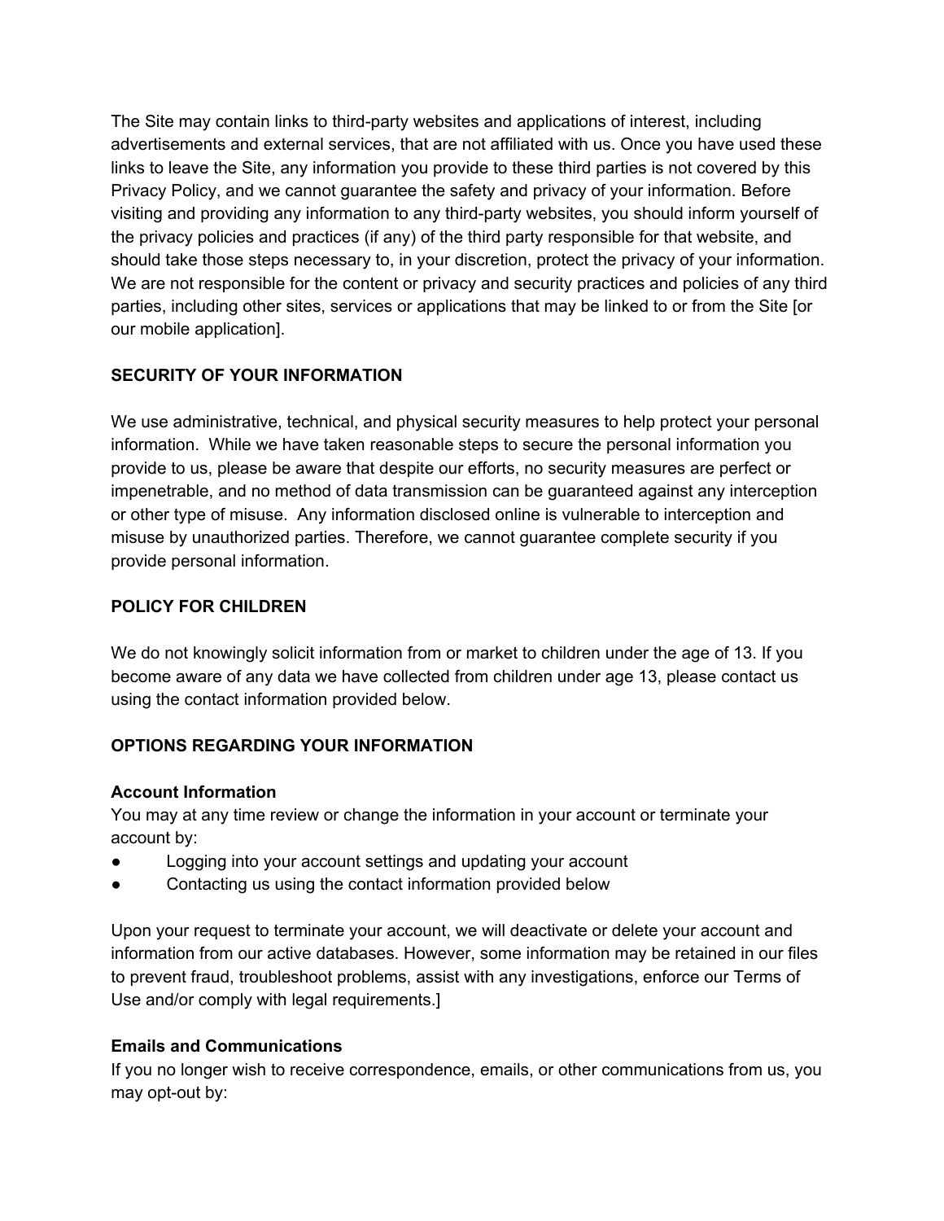The Site may contain links to third-party websites and applications of interest, including advertisements and external services, that are not affiliated with us. Once you have used these links to leave the Site, any information you provide to these third parties is not covered by this Privacy Policy, and we cannot guarantee the safety and privacy of your information. Before visiting and providing any information to any third-party websites, you should inform yourself of the privacy policies and practices (if any) of the third party responsible for that website, and should take those steps necessary to, in your discretion, protect the privacy of your information. We are not responsible for the content or privacy and security practices and policies of any third parties, including other sites, services or applications that may be linked to or from the Site [or our mobile application].

## SECURITY OF YOUR INFORMATION

We use administrative, technical, and physical security measures to help protect your personal information. While we have taken reasonable steps to secure the personal information you provide to us, please be aware that despite our efforts, no security measures are perfect or impenetrable, and no method of data transmission can be guaranteed against any interception or other type of misuse. Any information disclosed online is vulnerable to interception and misuse by unauthorized parties. Therefore, we cannot guarantee complete security if you provide personal information.

## POLICY FOR CHILDREN

We do not knowingly solicit information from or market to children under the age of 13. If you become aware of any data we have collected from children under age 13, please contact us using the contact information provided below.

## OPTIONS REGARDING YOUR INFORMATION

### Account Information

You may at any time review or change the information in your account or terminate your account by:

- Logging into your account settings and updating your account
- Contacting us using the contact information provided below

Upon your request to terminate your account, we will deactivate or delete your account and information from our active databases. However, some information may be retained in our files to prevent fraud, troubleshoot problems, assist with any investigations, enforce our Terms of Use and/or comply with legal requirements.]

### Emails and Communications

If you no longer wish to receive correspondence, emails, or other communications from us, you may opt-out by: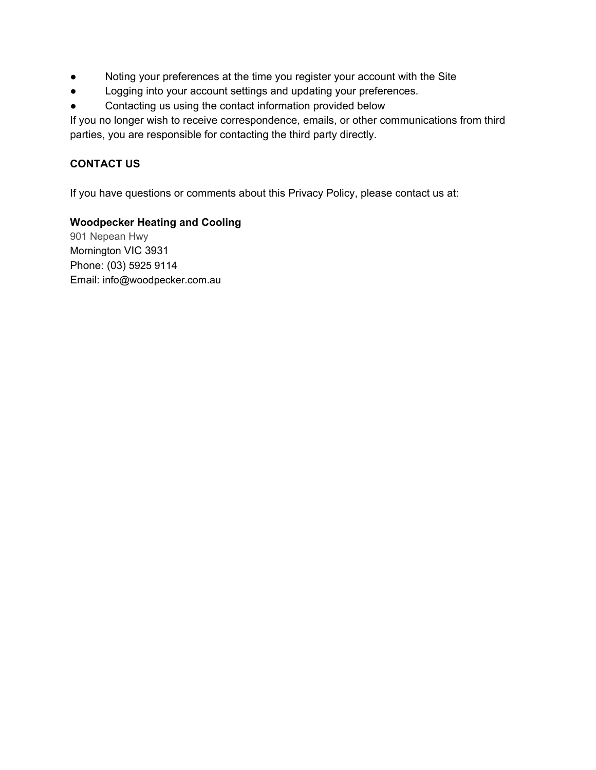- Noting your preferences at the time you register your account with the Site
- Logging into your account settings and updating your preferences.
- Contacting us using the contact information provided below

If you no longer wish to receive correspondence, emails, or other communications from third parties, you are responsible for contacting the third party directly.

**CONTACT US**

If you have questions or comments about this Privacy Policy, please contact us at:

**Woodpecker Heating and Cooling**
901 Nepean Hwy
Mornington VIC 3931
Phone: (03) 5925 9114
Email: info@woodpecker.com.au